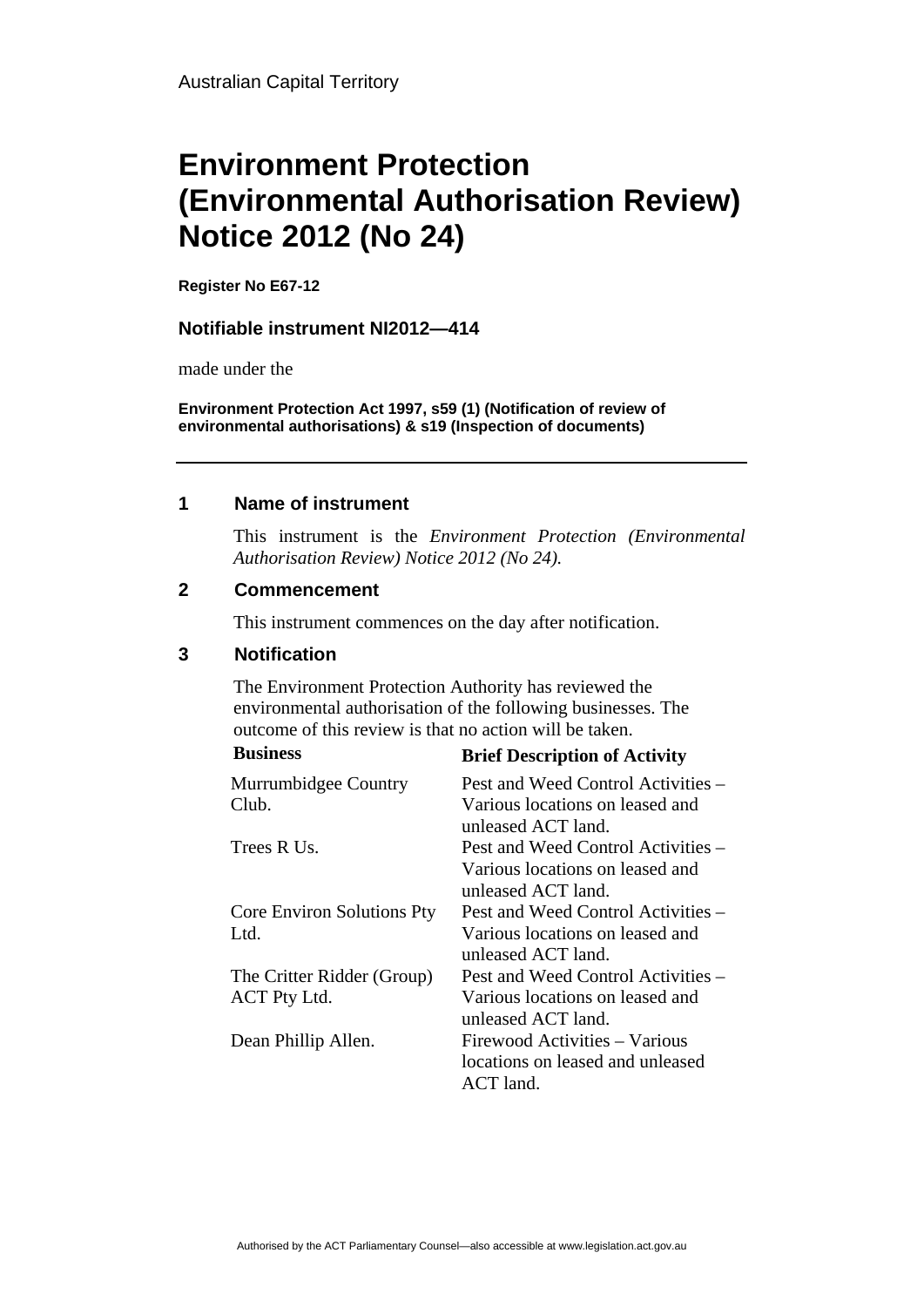Australian Capital Territory

# Environment Protection (Environmental Authorisation Review) Notice 2012 (No 24)

**Register No E67-12**

### Notifiable instrument NI2012—414

made under the

**Environment Protection Act 1997, s59 (1) (Notification of review of environmental authorisations) & s19 (Inspection of documents)**

---

## 1 Name of instrument

This instrument is the *Environment Protection (Environmental Authorisation Review) Notice 2012 (No 24).*

## 2 Commencement

This instrument commences on the day after notification.

## 3 Notification

The Environment Protection Authority has reviewed the environmental authorisation of the following businesses. The outcome of this review is that no action will be taken.

| Business | Brief Description of Activity |
|---|---|
| Murrumbidgee Country Club. | Pest and Weed Control Activities – Various locations on leased and unleased ACT land. |
| Trees R Us. | Pest and Weed Control Activities – Various locations on leased and unleased ACT land. |
| Core Environ Solutions Pty Ltd. | Pest and Weed Control Activities – Various locations on leased and unleased ACT land. |
| The Critter Ridder (Group) ACT Pty Ltd. | Pest and Weed Control Activities – Various locations on leased and unleased ACT land. |
| Dean Phillip Allen. | Firewood Activities – Various locations on leased and unleased ACT land. |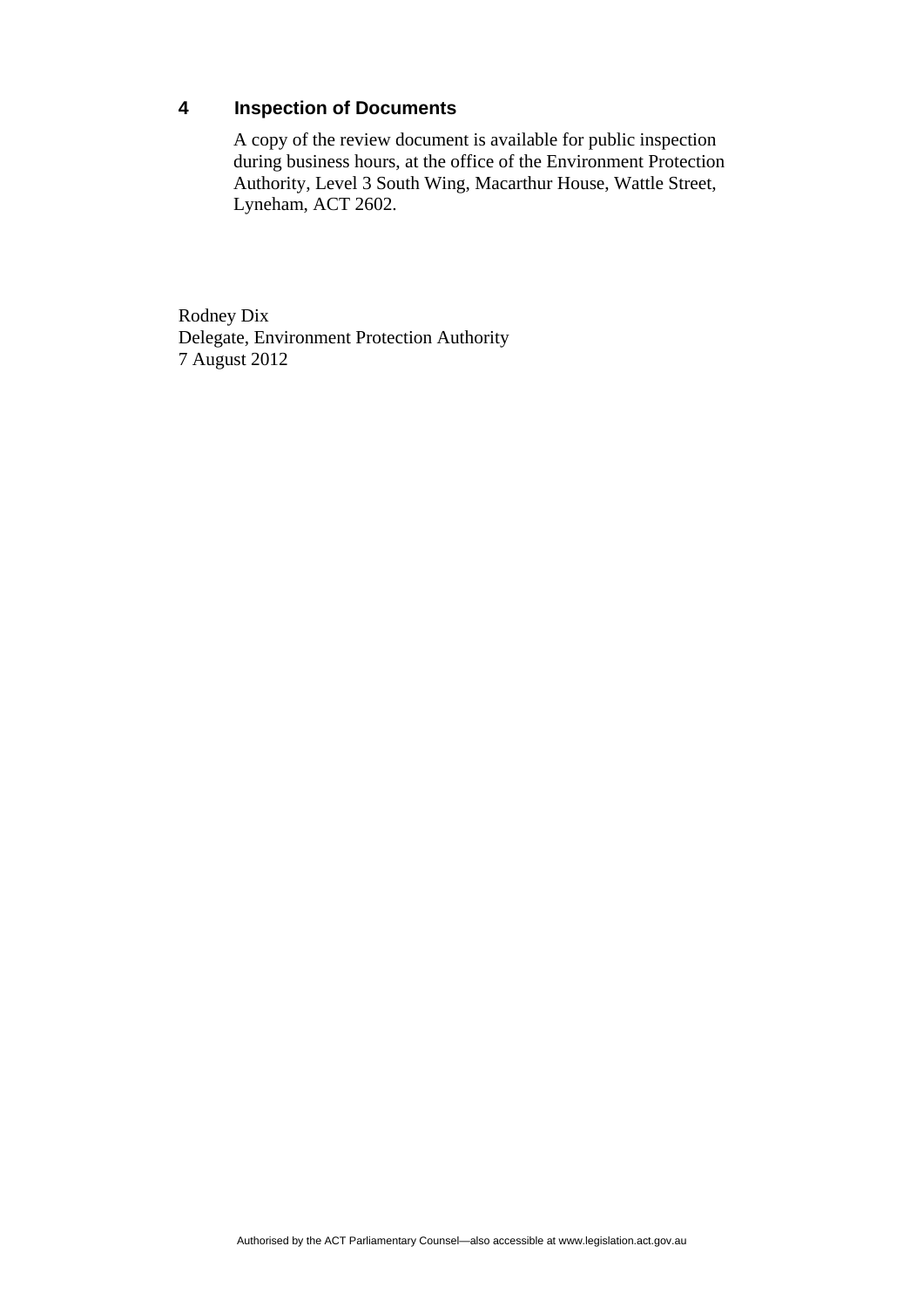## 4 Inspection of Documents

A copy of the review document is available for public inspection during business hours, at the office of the Environment Protection Authority, Level 3 South Wing, Macarthur House, Wattle Street, Lyneham, ACT 2602.

Rodney Dix
Delegate, Environment Protection Authority
7 August 2012